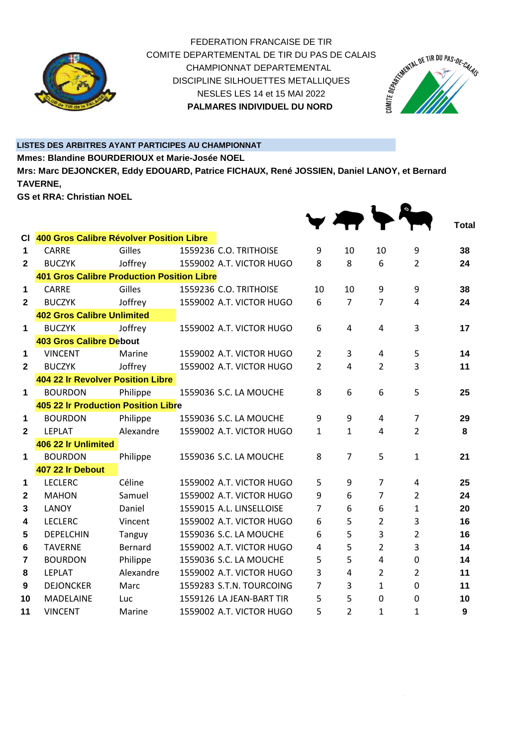FEDERATION FRANCAISE DE TIR

COMITE DEPARTEMENTAL DE TIR DU PAS DE CALAIS

CHAMPIONNAT DEPARTEMENTAL

DISCIPLINE SILHOUETTES METALLIQUES

NESLES LES 14 et 15 MAI 2022

**PALMARES INDIVIDUEL DU NORD**

**LISTES DES ARBITRES AYANT PARTICIPES AU CHAMPIONNAT**

**Mmes: Blandine BOURDERIOUX et Marie-Josée NOEL**

**Mrs: Marc DEJONCKER, Eddy EDOUARD, Patrice FICHAUX, René JOSSIEN, Daniel LANOY, et Bernard TAVERNE,**

**GS et RRA: Christian NOEL**

| Cl | Nom | Prénom | Club | Poulets | Cochons | Dindons | Béliers | Total |
|---|---|---|---|---|---|---|---|---|
| | **400 Gros Calibre Révolver Position Libre** | | | | | | | |
| **1** | CARRE | Gilles | 1559236 C.O. TRITHOISE | 9 | 10 | 10 | 9 | **38** |
| **2** | BUCZYK | Joffrey | 1559002 A.T. VICTOR HUGO | 8 | 8 | 6 | 2 | **24** |
| | **401 Gros Calibre Production Position Libre** | | | | | | | |
| **1** | CARRE | Gilles | 1559236 C.O. TRITHOISE | 10 | 10 | 9 | 9 | **38** |
| **2** | BUCZYK | Joffrey | 1559002 A.T. VICTOR HUGO | 6 | 7 | 7 | 4 | **24** |
| | **402 Gros Calibre Unlimited** | | | | | | | |
| **1** | BUCZYK | Joffrey | 1559002 A.T. VICTOR HUGO | 6 | 4 | 4 | 3 | **17** |
| | **403 Gros Calibre Debout** | | | | | | | |
| **1** | VINCENT | Marine | 1559002 A.T. VICTOR HUGO | 2 | 3 | 4 | 5 | **14** |
| **2** | BUCZYK | Joffrey | 1559002 A.T. VICTOR HUGO | 2 | 4 | 2 | 3 | **11** |
| | **404 22 lr Revolver Position Libre** | | | | | | | |
| **1** | BOURDON | Philippe | 1559036 S.C. LA MOUCHE | 8 | 6 | 6 | 5 | **25** |
| | **405 22 lr Production Position Libre** | | | | | | | |
| **1** | BOURDON | Philippe | 1559036 S.C. LA MOUCHE | 9 | 9 | 4 | 7 | **29** |
| **2** | LEPLAT | Alexandre | 1559002 A.T. VICTOR HUGO | 1 | 1 | 4 | 2 | **8** |
| | **406 22 lr Unlimited** | | | | | | | |
| **1** | BOURDON | Philippe | 1559036 S.C. LA MOUCHE | 8 | 7 | 5 | 1 | **21** |
| | **407 22 lr Debout** | | | | | | | |
| **1** | LECLERC | Céline | 1559002 A.T. VICTOR HUGO | 5 | 9 | 7 | 4 | **25** |
| **2** | MAHON | Samuel | 1559002 A.T. VICTOR HUGO | 9 | 6 | 7 | 2 | **24** |
| **3** | LANOY | Daniel | 1559015 A.L. LINSELLOISE | 7 | 6 | 6 | 1 | **20** |
| **4** | LECLERC | Vincent | 1559002 A.T. VICTOR HUGO | 6 | 5 | 2 | 3 | **16** |
| **5** | DEPELCHIN | Tanguy | 1559036 S.C. LA MOUCHE | 6 | 5 | 3 | 2 | **16** |
| **6** | TAVERNE | Bernard | 1559002 A.T. VICTOR HUGO | 4 | 5 | 2 | 3 | **14** |
| **7** | BOURDON | Philippe | 1559036 S.C. LA MOUCHE | 5 | 5 | 4 | 0 | **14** |
| **8** | LEPLAT | Alexandre | 1559002 A.T. VICTOR HUGO | 3 | 4 | 2 | 2 | **11** |
| **9** | DEJONCKER | Marc | 1559283 S.T.N. TOURCOING | 7 | 3 | 1 | 0 | **11** |
| **10** | MADELAINE | Luc | 1559126 LA JEAN-BART TIR | 5 | 5 | 0 | 0 | **10** |
| **11** | VINCENT | Marine | 1559002 A.T. VICTOR HUGO | 5 | 2 | 1 | 1 | **9** |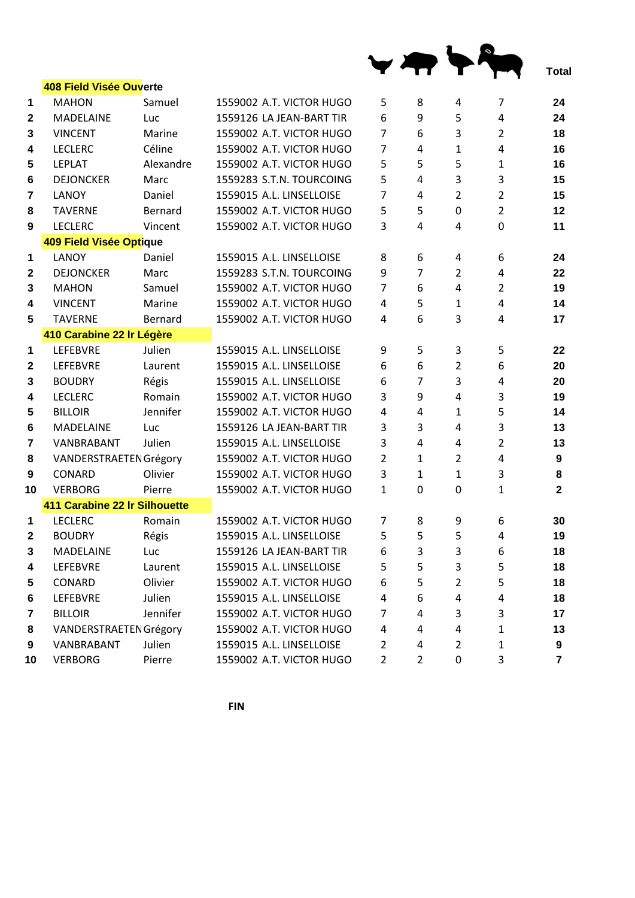| | | | | | | | | Total |
|---|---|---|---|---|---|---|---|---|
| | **408 Field Visée Ouverte** | | | | | | | |
| **1** | MAHON | Samuel | 1559002 A.T. VICTOR HUGO | 5 | 8 | 4 | 7 | **24** |
| **2** | MADELAINE | Luc | 1559126 LA JEAN-BART TIR | 6 | 9 | 5 | 4 | **24** |
| **3** | VINCENT | Marine | 1559002 A.T. VICTOR HUGO | 7 | 6 | 3 | 2 | **18** |
| **4** | LECLERC | Céline | 1559002 A.T. VICTOR HUGO | 7 | 4 | 1 | 4 | **16** |
| **5** | LEPLAT | Alexandre | 1559002 A.T. VICTOR HUGO | 5 | 5 | 5 | 1 | **16** |
| **6** | DEJONCKER | Marc | 1559283 S.T.N. TOURCOING | 5 | 4 | 3 | 3 | **15** |
| **7** | LANOY | Daniel | 1559015 A.L. LINSELLOISE | 7 | 4 | 2 | 2 | **15** |
| **8** | TAVERNE | Bernard | 1559002 A.T. VICTOR HUGO | 5 | 5 | 0 | 2 | **12** |
| **9** | LECLERC | Vincent | 1559002 A.T. VICTOR HUGO | 3 | 4 | 4 | 0 | **11** |
| | **409 Field Visée Optique** | | | | | | | |
| **1** | LANOY | Daniel | 1559015 A.L. LINSELLOISE | 8 | 6 | 4 | 6 | **24** |
| **2** | DEJONCKER | Marc | 1559283 S.T.N. TOURCOING | 9 | 7 | 2 | 4 | **22** |
| **3** | MAHON | Samuel | 1559002 A.T. VICTOR HUGO | 7 | 6 | 4 | 2 | **19** |
| **4** | VINCENT | Marine | 1559002 A.T. VICTOR HUGO | 4 | 5 | 1 | 4 | **14** |
| **5** | TAVERNE | Bernard | 1559002 A.T. VICTOR HUGO | 4 | 6 | 3 | 4 | **17** |
| | **410 Carabine 22 lr Légère** | | | | | | | |
| **1** | LEFEBVRE | Julien | 1559015 A.L. LINSELLOISE | 9 | 5 | 3 | 5 | **22** |
| **2** | LEFEBVRE | Laurent | 1559015 A.L. LINSELLOISE | 6 | 6 | 2 | 6 | **20** |
| **3** | BOUDRY | Régis | 1559015 A.L. LINSELLOISE | 6 | 7 | 3 | 4 | **20** |
| **4** | LECLERC | Romain | 1559002 A.T. VICTOR HUGO | 3 | 9 | 4 | 3 | **19** |
| **5** | BILLOIR | Jennifer | 1559002 A.T. VICTOR HUGO | 4 | 4 | 1 | 5 | **14** |
| **6** | MADELAINE | Luc | 1559126 LA JEAN-BART TIR | 3 | 3 | 4 | 3 | **13** |
| **7** | VANBRABANT | Julien | 1559015 A.L. LINSELLOISE | 3 | 4 | 4 | 2 | **13** |
| **8** | VANDERSTRAETEN | Grégory | 1559002 A.T. VICTOR HUGO | 2 | 1 | 2 | 4 | **9** |
| **9** | CONARD | Olivier | 1559002 A.T. VICTOR HUGO | 3 | 1 | 1 | 3 | **8** |
| **10** | VERBORG | Pierre | 1559002 A.T. VICTOR HUGO | 1 | 0 | 0 | 1 | **2** |
| | **411 Carabine 22 lr Silhouette** | | | | | | | |
| **1** | LECLERC | Romain | 1559002 A.T. VICTOR HUGO | 7 | 8 | 9 | 6 | **30** |
| **2** | BOUDRY | Régis | 1559015 A.L. LINSELLOISE | 5 | 5 | 5 | 4 | **19** |
| **3** | MADELAINE | Luc | 1559126 LA JEAN-BART TIR | 6 | 3 | 3 | 6 | **18** |
| **4** | LEFEBVRE | Laurent | 1559015 A.L. LINSELLOISE | 5 | 5 | 3 | 5 | **18** |
| **5** | CONARD | Olivier | 1559002 A.T. VICTOR HUGO | 6 | 5 | 2 | 5 | **18** |
| **6** | LEFEBVRE | Julien | 1559015 A.L. LINSELLOISE | 4 | 6 | 4 | 4 | **18** |
| **7** | BILLOIR | Jennifer | 1559002 A.T. VICTOR HUGO | 7 | 4 | 3 | 3 | **17** |
| **8** | VANDERSTRAETEN | Grégory | 1559002 A.T. VICTOR HUGO | 4 | 4 | 4 | 1 | **13** |
| **9** | VANBRABANT | Julien | 1559015 A.L. LINSELLOISE | 2 | 4 | 2 | 1 | **9** |
| **10** | VERBORG | Pierre | 1559002 A.T. VICTOR HUGO | 2 | 2 | 0 | 3 | **7** |

**FIN**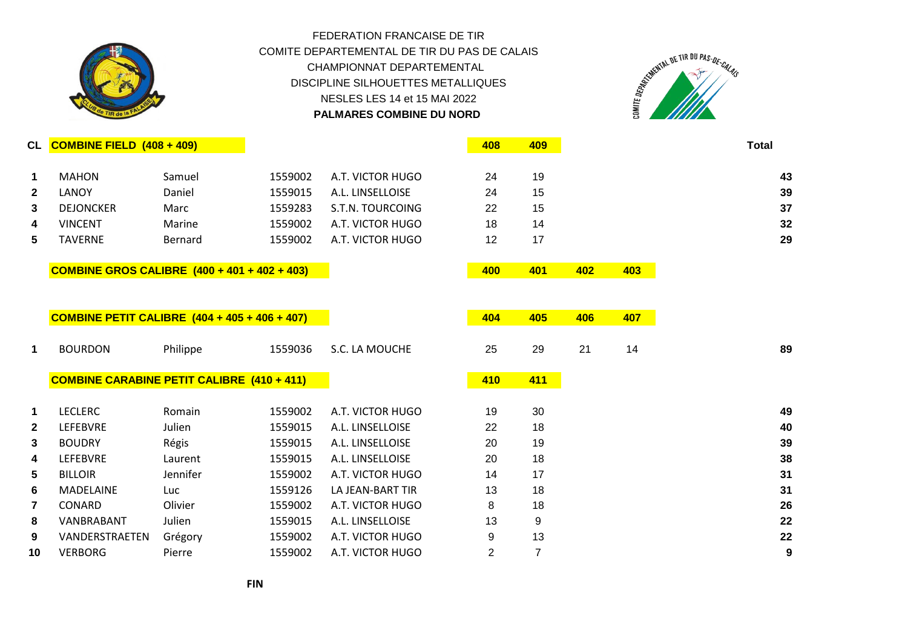FEDERATION FRANCAISE DE TIR

COMITE DEPARTEMENTAL DE TIR DU PAS DE CALAIS

CHAMPIONNAT DEPARTEMENTAL

DISCIPLINE SILHOUETTES METALLIQUES

NESLES LES 14 et 15 MAI 2022

**PALMARES COMBINE DU NORD**

| CL | COMBINE FIELD (408 + 409) | | | | 408 | 409 | | | Total |
|---|---|---|---|---|---|---|---|---|---|
| 1 | MAHON | Samuel | 1559002 | A.T. VICTOR HUGO | 24 | 19 | | | 43 |
| 2 | LANOY | Daniel | 1559015 | A.L. LINSELLOISE | 24 | 15 | | | 39 |
| 3 | DEJONCKER | Marc | 1559283 | S.T.N. TOURCOING | 22 | 15 | | | 37 |
| 4 | VINCENT | Marine | 1559002 | A.T. VICTOR HUGO | 18 | 14 | | | 32 |
| 5 | TAVERNE | Bernard | 1559002 | A.T. VICTOR HUGO | 12 | 17 | | | 29 |

| | COMBINE GROS CALIBRE (400 + 401 + 402 + 403) | | | | 400 | 401 | 402 | 403 | |
|---|---|---|---|---|---|---|---|---|---|

| | COMBINE PETIT CALIBRE (404 + 405 + 406 + 407) | | | | 404 | 405 | 406 | 407 | |
|---|---|---|---|---|---|---|---|---|---|
| 1 | BOURDON | Philippe | 1559036 | S.C. LA MOUCHE | 25 | 29 | 21 | 14 | 89 |

| | COMBINE CARABINE PETIT CALIBRE (410 + 411) | | | | 410 | 411 | | | |
|---|---|---|---|---|---|---|---|---|---|
| 1 | LECLERC | Romain | 1559002 | A.T. VICTOR HUGO | 19 | 30 | | | 49 |
| 2 | LEFEBVRE | Julien | 1559015 | A.L. LINSELLOISE | 22 | 18 | | | 40 |
| 3 | BOUDRY | Régis | 1559015 | A.L. LINSELLOISE | 20 | 19 | | | 39 |
| 4 | LEFEBVRE | Laurent | 1559015 | A.L. LINSELLOISE | 20 | 18 | | | 38 |
| 5 | BILLOIR | Jennifer | 1559002 | A.T. VICTOR HUGO | 14 | 17 | | | 31 |
| 6 | MADELAINE | Luc | 1559126 | LA JEAN-BART TIR | 13 | 18 | | | 31 |
| 7 | CONARD | Olivier | 1559002 | A.T. VICTOR HUGO | 8 | 18 | | | 26 |
| 8 | VANBRABANT | Julien | 1559015 | A.L. LINSELLOISE | 13 | 9 | | | 22 |
| 9 | VANDERSTRAETEN | Grégory | 1559002 | A.T. VICTOR HUGO | 9 | 13 | | | 22 |
| 10 | VERBORG | Pierre | 1559002 | A.T. VICTOR HUGO | 2 | 7 | | | 9 |

**FIN**